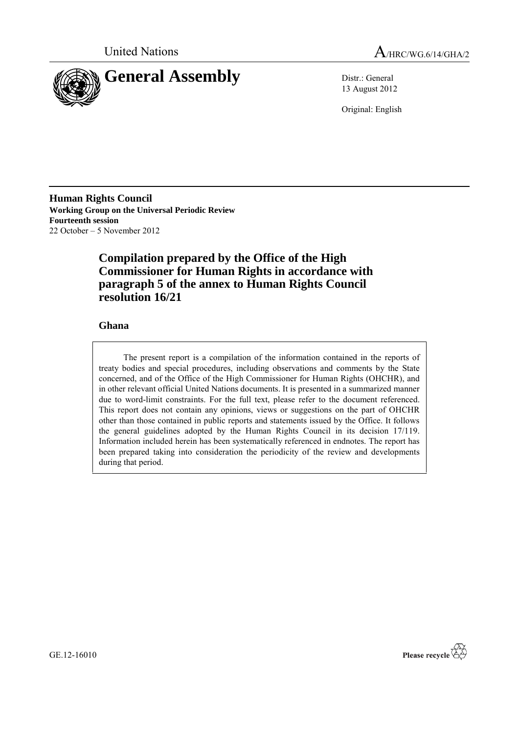United Nations

A/HRC/WG.6/14/GHA/2

# General Assembly

Distr.: General
13 August 2012

Original: English

**Human Rights Council**
**Working Group on the Universal Periodic Review**
**Fourteenth session**
22 October – 5 November 2012

## Compilation prepared by the Office of the High Commissioner for Human Rights in accordance with paragraph 5 of the annex to Human Rights Council resolution 16/21

### Ghana

The present report is a compilation of the information contained in the reports of treaty bodies and special procedures, including observations and comments by the State concerned, and of the Office of the High Commissioner for Human Rights (OHCHR), and in other relevant official United Nations documents. It is presented in a summarized manner due to word-limit constraints. For the full text, please refer to the document referenced. This report does not contain any opinions, views or suggestions on the part of OHCHR other than those contained in public reports and statements issued by the Office. It follows the general guidelines adopted by the Human Rights Council in its decision 17/119. Information included herein has been systematically referenced in endnotes. The report has been prepared taking into consideration the periodicity of the review and developments during that period.

GE.12-16010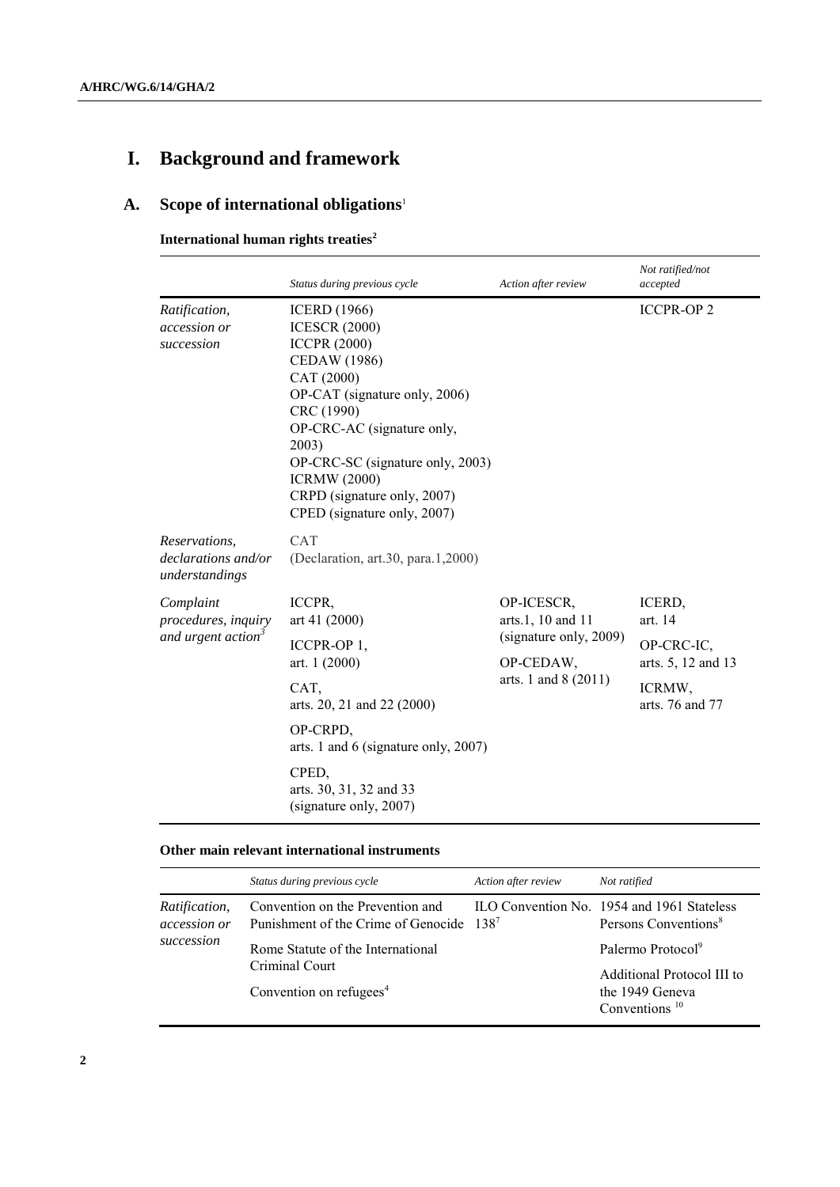# I. Background and framework

## A. Scope of international obligations[1]

### International human rights treaties[2]

| | *Status during previous cycle* | *Action after review* | *Not ratified/not accepted* |
|---|---|---|---|
| *Ratification, accession or succession* | ICERD (1966)<br>ICESCR (2000)<br>ICCPR (2000)<br>CEDAW (1986)<br>CAT (2000)<br>OP-CAT (signature only, 2006)<br>CRC (1990)<br>OP-CRC-AC (signature only, 2003)<br>OP-CRC-SC (signature only, 2003)<br>ICRMW (2000)<br>CRPD (signature only, 2007)<br>CPED (signature only, 2007) | | ICCPR-OP 2 |
| *Reservations, declarations and/or understandings* | CAT<br>(Declaration, art.30, para.1,2000) | | |
| *Complaint procedures, inquiry and urgent action*[3] | ICCPR, art 41 (2000)<br>ICCPR-OP 1, art. 1 (2000)<br>CAT, arts. 20, 21 and 22 (2000)<br>OP-CRPD, arts. 1 and 6 (signature only, 2007)<br>CPED, arts. 30, 31, 32 and 33 (signature only, 2007) | OP-ICESCR, arts.1, 10 and 11 (signature only, 2009)<br>OP-CEDAW, arts. 1 and 8 (2011) | ICERD, art. 14<br>OP-CRC-IC, arts. 5, 12 and 13<br>ICRMW, arts. 76 and 77 |

### Other main relevant international instruments

| | *Status during previous cycle* | *Action after review* | *Not ratified* |
|---|---|---|---|
| *Ratification, accession or succession* | Convention on the Prevention and Punishment of the Crime of Genocide<br>Rome Statute of the International Criminal Court<br>Convention on refugees[4] | ILO Convention No. 138[7] | 1954 and 1961 Stateless Persons Conventions[8]<br>Palermo Protocol[9]<br>Additional Protocol III to the 1949 Geneva Conventions [10] |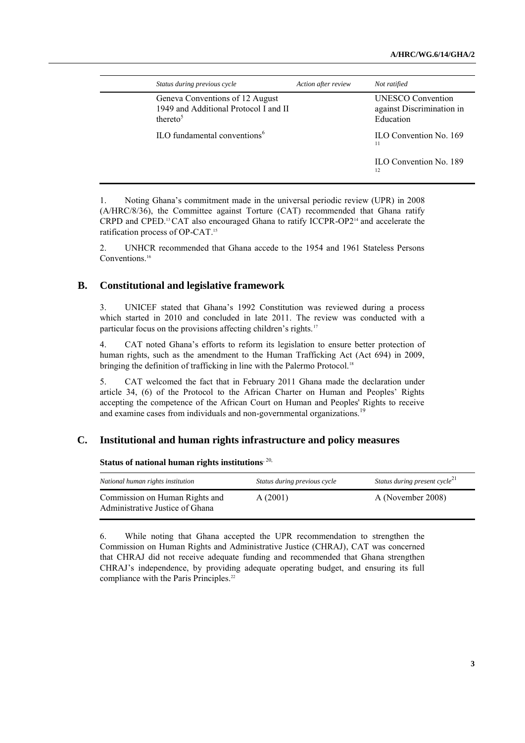| Status during previous cycle | Action after review | Not ratified |
|---|---|---|
| Geneva Conventions of 12 August 1949 and Additional Protocol I and II thereto[5] | | UNESCO Convention against Discrimination in Education |
| ILO fundamental conventions[6] | | ILO Convention No. 169 [11] |
| | | ILO Convention No. 189 [12] |

1. Noting Ghana's commitment made in the universal periodic review (UPR) in 2008 (A/HRC/8/36), the Committee against Torture (CAT) recommended that Ghana ratify CRPD and CPED.[13] CAT also encouraged Ghana to ratify ICCPR-OP2[14] and accelerate the ratification process of OP-CAT.[15]

2. UNHCR recommended that Ghana accede to the 1954 and 1961 Stateless Persons Conventions.[16]

## B. Constitutional and legislative framework

3. UNICEF stated that Ghana's 1992 Constitution was reviewed during a process which started in 2010 and concluded in late 2011. The review was conducted with a particular focus on the provisions affecting children's rights.[17]

4. CAT noted Ghana's efforts to reform its legislation to ensure better protection of human rights, such as the amendment to the Human Trafficking Act (Act 694) in 2009, bringing the definition of trafficking in line with the Palermo Protocol.[18]

5. CAT welcomed the fact that in February 2011 Ghana made the declaration under article 34, (6) of the Protocol to the African Charter on Human and Peoples' Rights accepting the competence of the African Court on Human and Peoples' Rights to receive and examine cases from individuals and non-governmental organizations.[19]

## C. Institutional and human rights infrastructure and policy measures

**Status of national human rights institutions**[20]

| National human rights institution | Status during previous cycle | Status during present cycle[21] |
|---|---|---|
| Commission on Human Rights and Administrative Justice of Ghana | A (2001) | A (November 2008) |

6. While noting that Ghana accepted the UPR recommendation to strengthen the Commission on Human Rights and Administrative Justice (CHRAJ), CAT was concerned that CHRAJ did not receive adequate funding and recommended that Ghana strengthen CHRAJ's independence, by providing adequate operating budget, and ensuring its full compliance with the Paris Principles.[22]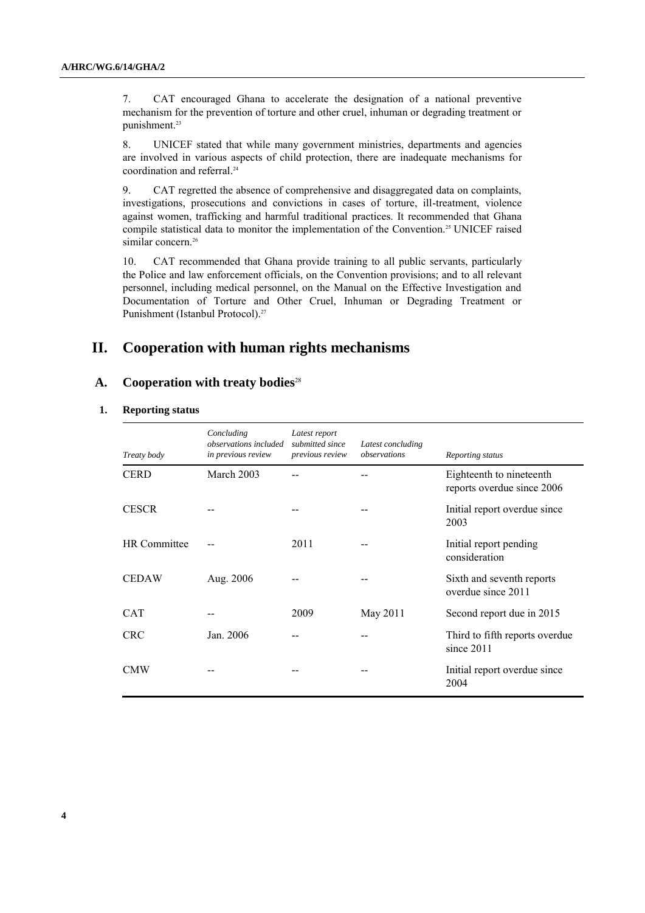7. CAT encouraged Ghana to accelerate the designation of a national preventive mechanism for the prevention of torture and other cruel, inhuman or degrading treatment or punishment.[23]

8. UNICEF stated that while many government ministries, departments and agencies are involved in various aspects of child protection, there are inadequate mechanisms for coordination and referral.[24]

9. CAT regretted the absence of comprehensive and disaggregated data on complaints, investigations, prosecutions and convictions in cases of torture, ill-treatment, violence against women, trafficking and harmful traditional practices. It recommended that Ghana compile statistical data to monitor the implementation of the Convention.[25] UNICEF raised similar concern.[26]

10. CAT recommended that Ghana provide training to all public servants, particularly the Police and law enforcement officials, on the Convention provisions; and to all relevant personnel, including medical personnel, on the Manual on the Effective Investigation and Documentation of Torture and Other Cruel, Inhuman or Degrading Treatment or Punishment (Istanbul Protocol).[27]

# II. Cooperation with human rights mechanisms

## A. Cooperation with treaty bodies[28]

### 1. Reporting status

| *Treaty body* | *Concluding observations included in previous review* | *Latest report submitted since previous review* | *Latest concluding observations* | *Reporting status* |
|---|---|---|---|---|
| CERD | March 2003 | -- | -- | Eighteenth to nineteenth reports overdue since 2006 |
| CESCR | -- | -- | -- | Initial report overdue since 2003 |
| HR Committee | -- | 2011 | -- | Initial report pending consideration |
| CEDAW | Aug. 2006 | -- | -- | Sixth and seventh reports overdue since 2011 |
| CAT | -- | 2009 | May 2011 | Second report due in 2015 |
| CRC | Jan. 2006 | -- | -- | Third to fifth reports overdue since 2011 |
| CMW | -- | -- | -- | Initial report overdue since 2004 |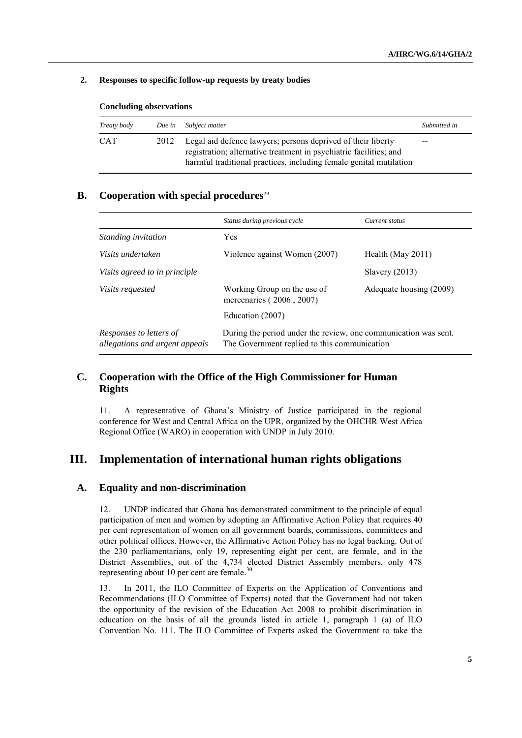### 2. Responses to specific follow-up requests by treaty bodies

**Concluding observations**

| *Treaty body* | *Due in* | *Subject matter* | *Submitted in* |
|---|---|---|---|
| CAT | 2012 | Legal aid defence lawyers; persons deprived of their liberty registration; alternative treatment in psychiatric facilities; and harmful traditional practices, including female genital mutilation | -- |

## B. Cooperation with special procedures[29]

| | *Status during previous cycle* | *Current status* |
|---|---|---|
| *Standing invitation* | Yes | |
| *Visits undertaken* | Violence against Women (2007) | Health (May 2011) |
| *Visits agreed to in principle* | | Slavery (2013) |
| *Visits requested* | Working Group on the use of mercenaries ( 2006 , 2007) | Adequate housing (2009) |
| | Education (2007) | |
| *Responses to letters of allegations and urgent appeals* | During the period under the review, one communication was sent. The Government replied to this communication | |

## C. Cooperation with the Office of the High Commissioner for Human Rights

11. A representative of Ghana's Ministry of Justice participated in the regional conference for West and Central Africa on the UPR, organized by the OHCHR West Africa Regional Office (WARO) in cooperation with UNDP in July 2010.

# III. Implementation of international human rights obligations

## A. Equality and non-discrimination

12. UNDP indicated that Ghana has demonstrated commitment to the principle of equal participation of men and women by adopting an Affirmative Action Policy that requires 40 per cent representation of women on all government boards, commissions, committees and other political offices. However, the Affirmative Action Policy has no legal backing. Out of the 230 parliamentarians, only 19, representing eight per cent, are female, and in the District Assemblies, out of the 4,734 elected District Assembly members, only 478 representing about 10 per cent are female.[30]

13. In 2011, the ILO Committee of Experts on the Application of Conventions and Recommendations (ILO Committee of Experts) noted that the Government had not taken the opportunity of the revision of the Education Act 2008 to prohibit discrimination in education on the basis of all the grounds listed in article 1, paragraph 1 (a) of ILO Convention No. 111. The ILO Committee of Experts asked the Government to take the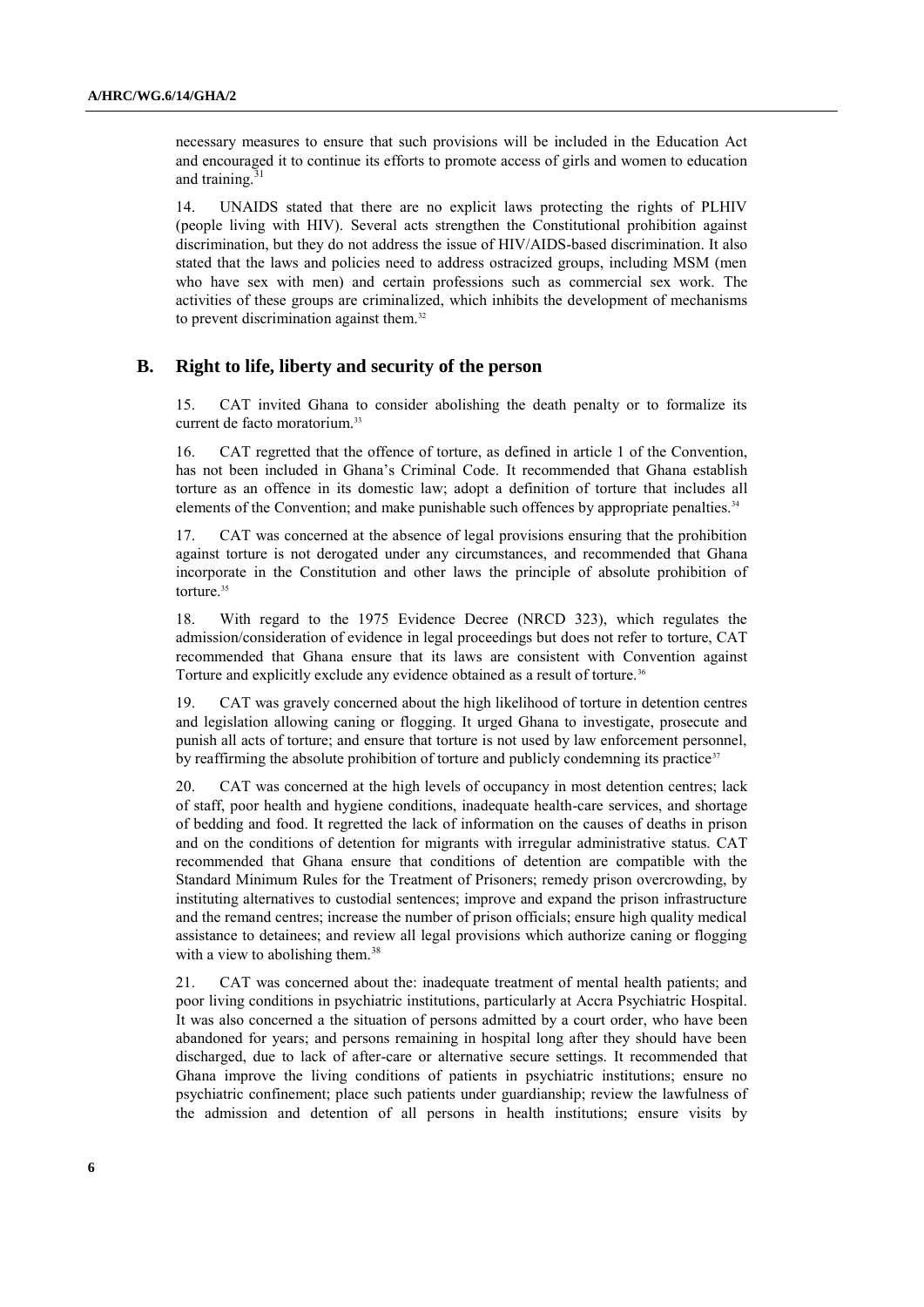necessary measures to ensure that such provisions will be included in the Education Act and encouraged it to continue its efforts to promote access of girls and women to education and training.[31]

14. UNAIDS stated that there are no explicit laws protecting the rights of PLHIV (people living with HIV). Several acts strengthen the Constitutional prohibition against discrimination, but they do not address the issue of HIV/AIDS-based discrimination. It also stated that the laws and policies need to address ostracized groups, including MSM (men who have sex with men) and certain professions such as commercial sex work. The activities of these groups are criminalized, which inhibits the development of mechanisms to prevent discrimination against them.[32]

## B. Right to life, liberty and security of the person

15. CAT invited Ghana to consider abolishing the death penalty or to formalize its current de facto moratorium.[33]

16. CAT regretted that the offence of torture, as defined in article 1 of the Convention, has not been included in Ghana's Criminal Code. It recommended that Ghana establish torture as an offence in its domestic law; adopt a definition of torture that includes all elements of the Convention; and make punishable such offences by appropriate penalties.[34]

17. CAT was concerned at the absence of legal provisions ensuring that the prohibition against torture is not derogated under any circumstances, and recommended that Ghana incorporate in the Constitution and other laws the principle of absolute prohibition of torture.[35]

18. With regard to the 1975 Evidence Decree (NRCD 323), which regulates the admission/consideration of evidence in legal proceedings but does not refer to torture, CAT recommended that Ghana ensure that its laws are consistent with Convention against Torture and explicitly exclude any evidence obtained as a result of torture.[36]

19. CAT was gravely concerned about the high likelihood of torture in detention centres and legislation allowing caning or flogging. It urged Ghana to investigate, prosecute and punish all acts of torture; and ensure that torture is not used by law enforcement personnel, by reaffirming the absolute prohibition of torture and publicly condemning its practice[37]

20. CAT was concerned at the high levels of occupancy in most detention centres; lack of staff, poor health and hygiene conditions, inadequate health-care services, and shortage of bedding and food. It regretted the lack of information on the causes of deaths in prison and on the conditions of detention for migrants with irregular administrative status. CAT recommended that Ghana ensure that conditions of detention are compatible with the Standard Minimum Rules for the Treatment of Prisoners; remedy prison overcrowding, by instituting alternatives to custodial sentences; improve and expand the prison infrastructure and the remand centres; increase the number of prison officials; ensure high quality medical assistance to detainees; and review all legal provisions which authorize caning or flogging with a view to abolishing them.[38]

21. CAT was concerned about the: inadequate treatment of mental health patients; and poor living conditions in psychiatric institutions, particularly at Accra Psychiatric Hospital. It was also concerned a the situation of persons admitted by a court order, who have been abandoned for years; and persons remaining in hospital long after they should have been discharged, due to lack of after-care or alternative secure settings. It recommended that Ghana improve the living conditions of patients in psychiatric institutions; ensure no psychiatric confinement; place such patients under guardianship; review the lawfulness of the admission and detention of all persons in health institutions; ensure visits by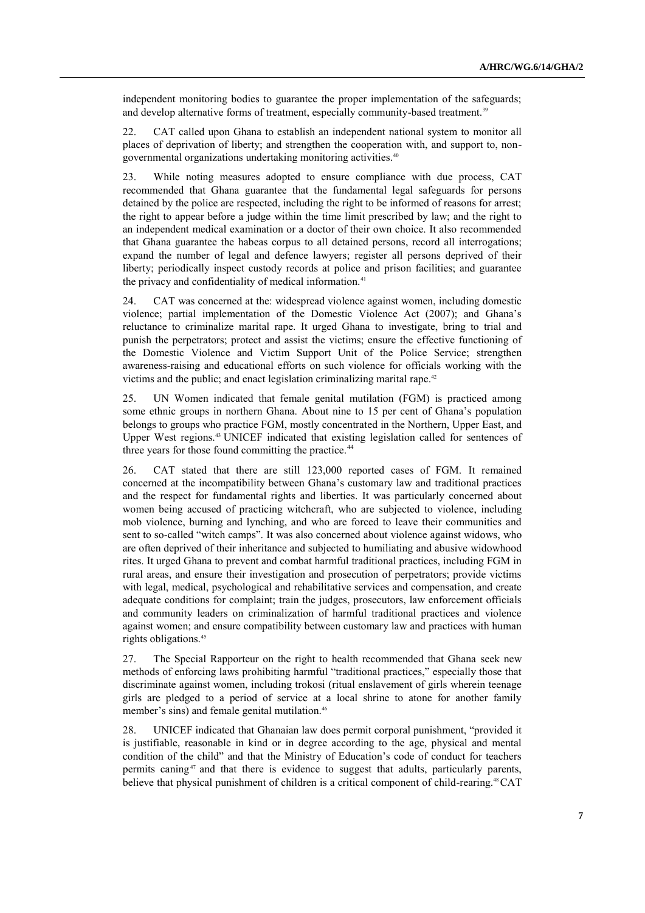independent monitoring bodies to guarantee the proper implementation of the safeguards; and develop alternative forms of treatment, especially community-based treatment.[39]

22. CAT called upon Ghana to establish an independent national system to monitor all places of deprivation of liberty; and strengthen the cooperation with, and support to, non-governmental organizations undertaking monitoring activities.[40]

23. While noting measures adopted to ensure compliance with due process, CAT recommended that Ghana guarantee that the fundamental legal safeguards for persons detained by the police are respected, including the right to be informed of reasons for arrest; the right to appear before a judge within the time limit prescribed by law; and the right to an independent medical examination or a doctor of their own choice. It also recommended that Ghana guarantee the habeas corpus to all detained persons, record all interrogations; expand the number of legal and defence lawyers; register all persons deprived of their liberty; periodically inspect custody records at police and prison facilities; and guarantee the privacy and confidentiality of medical information.[41]

24. CAT was concerned at the: widespread violence against women, including domestic violence; partial implementation of the Domestic Violence Act (2007); and Ghana's reluctance to criminalize marital rape. It urged Ghana to investigate, bring to trial and punish the perpetrators; protect and assist the victims; ensure the effective functioning of the Domestic Violence and Victim Support Unit of the Police Service; strengthen awareness-raising and educational efforts on such violence for officials working with the victims and the public; and enact legislation criminalizing marital rape.[42]

25. UN Women indicated that female genital mutilation (FGM) is practiced among some ethnic groups in northern Ghana. About nine to 15 per cent of Ghana's population belongs to groups who practice FGM, mostly concentrated in the Northern, Upper East, and Upper West regions.[43] UNICEF indicated that existing legislation called for sentences of three years for those found committing the practice.[44]

26. CAT stated that there are still 123,000 reported cases of FGM. It remained concerned at the incompatibility between Ghana's customary law and traditional practices and the respect for fundamental rights and liberties. It was particularly concerned about women being accused of practicing witchcraft, who are subjected to violence, including mob violence, burning and lynching, and who are forced to leave their communities and sent to so-called "witch camps". It was also concerned about violence against widows, who are often deprived of their inheritance and subjected to humiliating and abusive widowhood rites. It urged Ghana to prevent and combat harmful traditional practices, including FGM in rural areas, and ensure their investigation and prosecution of perpetrators; provide victims with legal, medical, psychological and rehabilitative services and compensation, and create adequate conditions for complaint; train the judges, prosecutors, law enforcement officials and community leaders on criminalization of harmful traditional practices and violence against women; and ensure compatibility between customary law and practices with human rights obligations.[45]

27. The Special Rapporteur on the right to health recommended that Ghana seek new methods of enforcing laws prohibiting harmful "traditional practices," especially those that discriminate against women, including trokosi (ritual enslavement of girls wherein teenage girls are pledged to a period of service at a local shrine to atone for another family member's sins) and female genital mutilation.[46]

28. UNICEF indicated that Ghanaian law does permit corporal punishment, "provided it is justifiable, reasonable in kind or in degree according to the age, physical and mental condition of the child" and that the Ministry of Education's code of conduct for teachers permits caning[47] and that there is evidence to suggest that adults, particularly parents, believe that physical punishment of children is a critical component of child-rearing.[48] CAT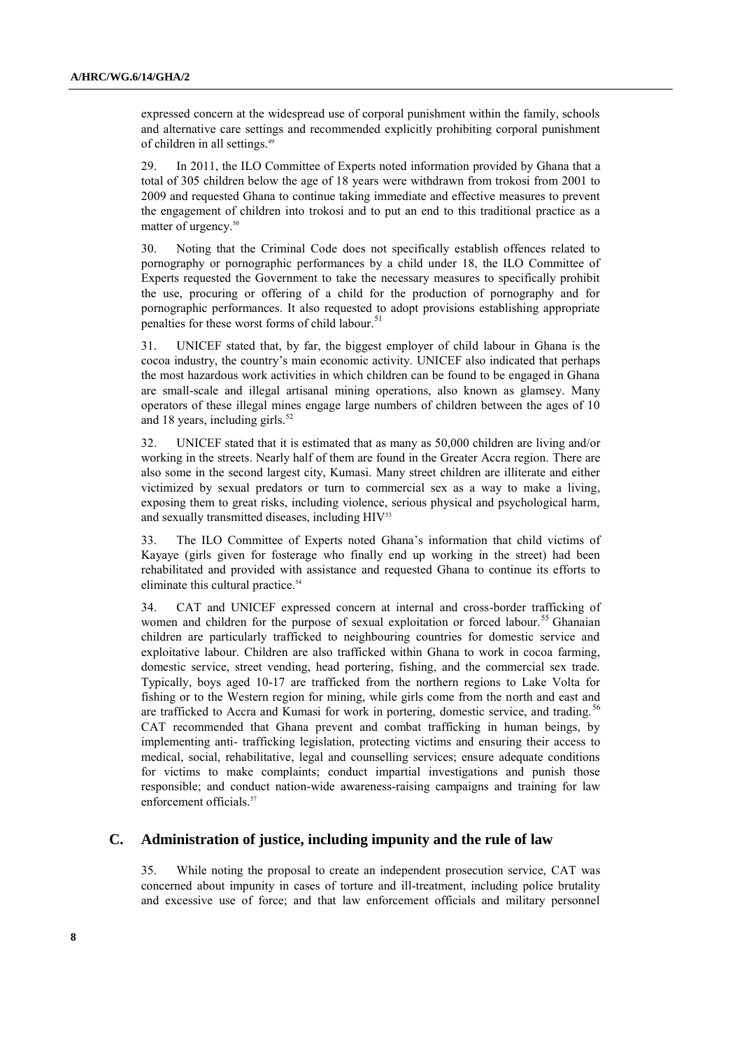expressed concern at the widespread use of corporal punishment within the family, schools and alternative care settings and recommended explicitly prohibiting corporal punishment of children in all settings.[49]

29. In 2011, the ILO Committee of Experts noted information provided by Ghana that a total of 305 children below the age of 18 years were withdrawn from trokosi from 2001 to 2009 and requested Ghana to continue taking immediate and effective measures to prevent the engagement of children into trokosi and to put an end to this traditional practice as a matter of urgency.[50]

30. Noting that the Criminal Code does not specifically establish offences related to pornography or pornographic performances by a child under 18, the ILO Committee of Experts requested the Government to take the necessary measures to specifically prohibit the use, procuring or offering of a child for the production of pornography and for pornographic performances. It also requested to adopt provisions establishing appropriate penalties for these worst forms of child labour.[51]

31. UNICEF stated that, by far, the biggest employer of child labour in Ghana is the cocoa industry, the country's main economic activity. UNICEF also indicated that perhaps the most hazardous work activities in which children can be found to be engaged in Ghana are small-scale and illegal artisanal mining operations, also known as glamsey. Many operators of these illegal mines engage large numbers of children between the ages of 10 and 18 years, including girls.[52]

32. UNICEF stated that it is estimated that as many as 50,000 children are living and/or working in the streets. Nearly half of them are found in the Greater Accra region. There are also some in the second largest city, Kumasi. Many street children are illiterate and either victimized by sexual predators or turn to commercial sex as a way to make a living, exposing them to great risks, including violence, serious physical and psychological harm, and sexually transmitted diseases, including HIV[53]

33. The ILO Committee of Experts noted Ghana's information that child victims of Kayaye (girls given for fosterage who finally end up working in the street) had been rehabilitated and provided with assistance and requested Ghana to continue its efforts to eliminate this cultural practice.[54]

34. CAT and UNICEF expressed concern at internal and cross-border trafficking of women and children for the purpose of sexual exploitation or forced labour.[55] Ghanaian children are particularly trafficked to neighbouring countries for domestic service and exploitative labour. Children are also trafficked within Ghana to work in cocoa farming, domestic service, street vending, head portering, fishing, and the commercial sex trade. Typically, boys aged 10-17 are trafficked from the northern regions to Lake Volta for fishing or to the Western region for mining, while girls come from the north and east and are trafficked to Accra and Kumasi for work in portering, domestic service, and trading.[56] CAT recommended that Ghana prevent and combat trafficking in human beings, by implementing anti- trafficking legislation, protecting victims and ensuring their access to medical, social, rehabilitative, legal and counselling services; ensure adequate conditions for victims to make complaints; conduct impartial investigations and punish those responsible; and conduct nation-wide awareness-raising campaigns and training for law enforcement officials.[57]

## C. Administration of justice, including impunity and the rule of law

35. While noting the proposal to create an independent prosecution service, CAT was concerned about impunity in cases of torture and ill-treatment, including police brutality and excessive use of force; and that law enforcement officials and military personnel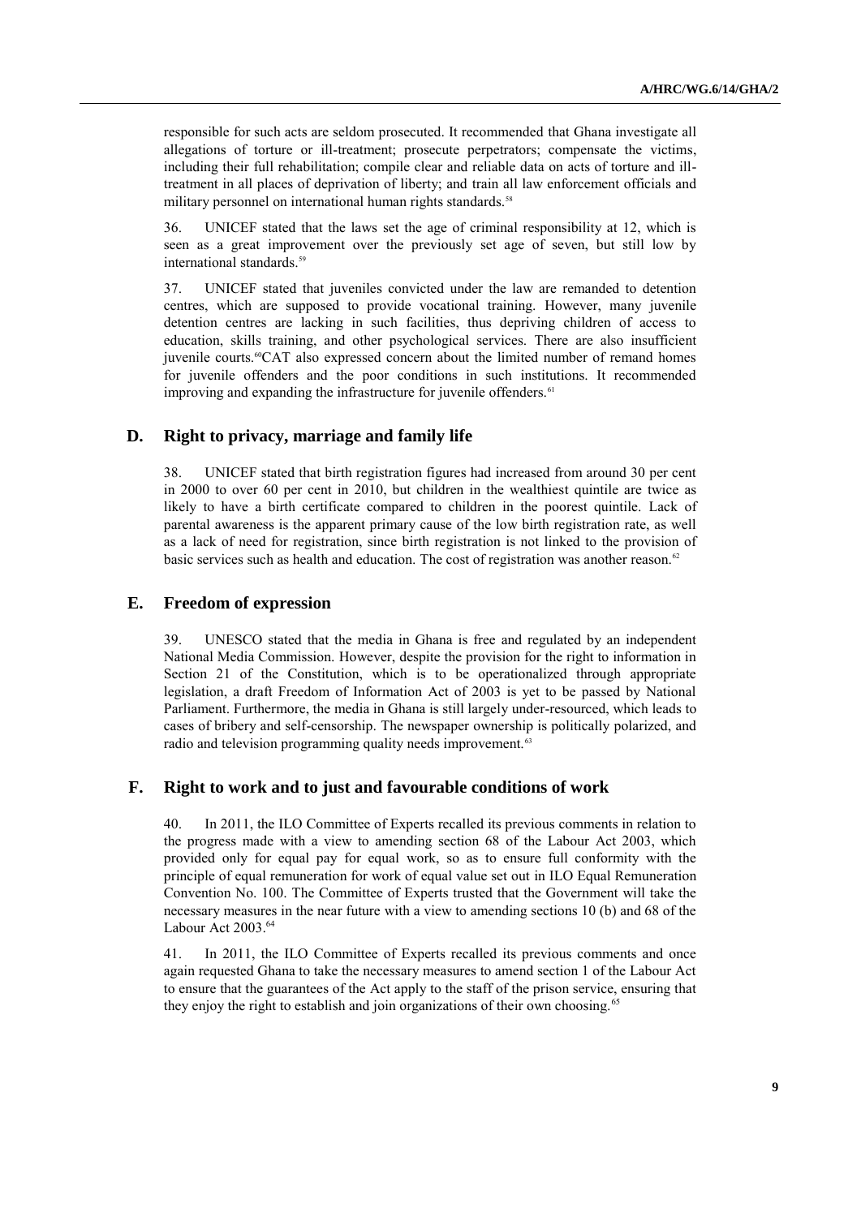responsible for such acts are seldom prosecuted. It recommended that Ghana investigate all allegations of torture or ill-treatment; prosecute perpetrators; compensate the victims, including their full rehabilitation; compile clear and reliable data on acts of torture and ill-treatment in all places of deprivation of liberty; and train all law enforcement officials and military personnel on international human rights standards.[58]

36. UNICEF stated that the laws set the age of criminal responsibility at 12, which is seen as a great improvement over the previously set age of seven, but still low by international standards.[59]

37. UNICEF stated that juveniles convicted under the law are remanded to detention centres, which are supposed to provide vocational training. However, many juvenile detention centres are lacking in such facilities, thus depriving children of access to education, skills training, and other psychological services. There are also insufficient juvenile courts.[60] CAT also expressed concern about the limited number of remand homes for juvenile offenders and the poor conditions in such institutions. It recommended improving and expanding the infrastructure for juvenile offenders.[61]

## D. Right to privacy, marriage and family life

38. UNICEF stated that birth registration figures had increased from around 30 per cent in 2000 to over 60 per cent in 2010, but children in the wealthiest quintile are twice as likely to have a birth certificate compared to children in the poorest quintile. Lack of parental awareness is the apparent primary cause of the low birth registration rate, as well as a lack of need for registration, since birth registration is not linked to the provision of basic services such as health and education. The cost of registration was another reason.[62]

## E. Freedom of expression

39. UNESCO stated that the media in Ghana is free and regulated by an independent National Media Commission. However, despite the provision for the right to information in Section 21 of the Constitution, which is to be operationalized through appropriate legislation, a draft Freedom of Information Act of 2003 is yet to be passed by National Parliament. Furthermore, the media in Ghana is still largely under-resourced, which leads to cases of bribery and self-censorship. The newspaper ownership is politically polarized, and radio and television programming quality needs improvement.[63]

## F. Right to work and to just and favourable conditions of work

40. In 2011, the ILO Committee of Experts recalled its previous comments in relation to the progress made with a view to amending section 68 of the Labour Act 2003, which provided only for equal pay for equal work, so as to ensure full conformity with the principle of equal remuneration for work of equal value set out in ILO Equal Remuneration Convention No. 100. The Committee of Experts trusted that the Government will take the necessary measures in the near future with a view to amending sections 10 (b) and 68 of the Labour Act 2003.[64]

41. In 2011, the ILO Committee of Experts recalled its previous comments and once again requested Ghana to take the necessary measures to amend section 1 of the Labour Act to ensure that the guarantees of the Act apply to the staff of the prison service, ensuring that they enjoy the right to establish and join organizations of their own choosing.[65]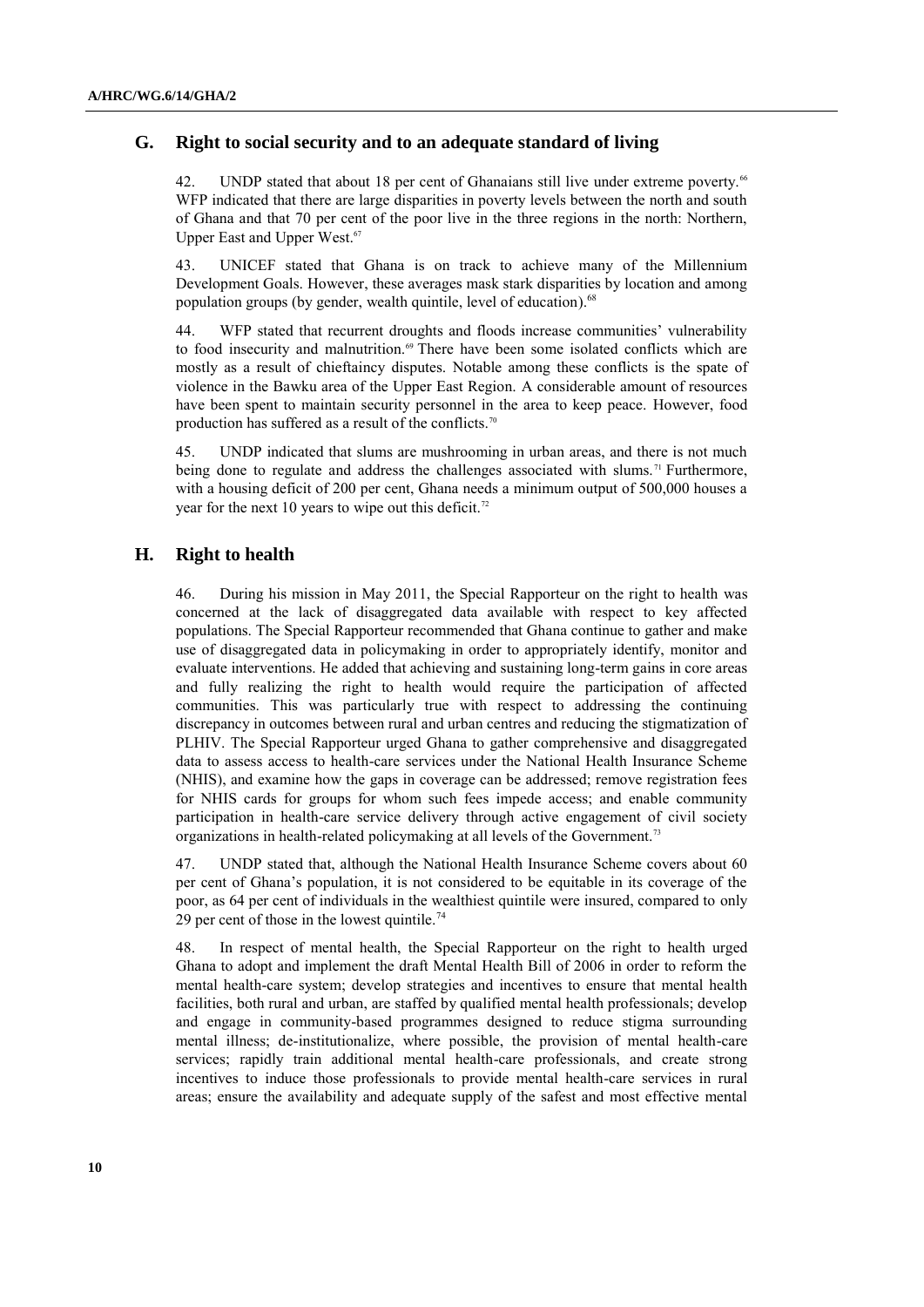## G. Right to social security and to an adequate standard of living

42. UNDP stated that about 18 per cent of Ghanaians still live under extreme poverty.[66] WFP indicated that there are large disparities in poverty levels between the north and south of Ghana and that 70 per cent of the poor live in the three regions in the north: Northern, Upper East and Upper West.[67]

43. UNICEF stated that Ghana is on track to achieve many of the Millennium Development Goals. However, these averages mask stark disparities by location and among population groups (by gender, wealth quintile, level of education).[68]

44. WFP stated that recurrent droughts and floods increase communities' vulnerability to food insecurity and malnutrition.[69] There have been some isolated conflicts which are mostly as a result of chieftaincy disputes. Notable among these conflicts is the spate of violence in the Bawku area of the Upper East Region. A considerable amount of resources have been spent to maintain security personnel in the area to keep peace. However, food production has suffered as a result of the conflicts.[70]

45. UNDP indicated that slums are mushrooming in urban areas, and there is not much being done to regulate and address the challenges associated with slums.[71] Furthermore, with a housing deficit of 200 per cent, Ghana needs a minimum output of 500,000 houses a year for the next 10 years to wipe out this deficit.[72]

## H. Right to health

46. During his mission in May 2011, the Special Rapporteur on the right to health was concerned at the lack of disaggregated data available with respect to key affected populations. The Special Rapporteur recommended that Ghana continue to gather and make use of disaggregated data in policymaking in order to appropriately identify, monitor and evaluate interventions. He added that achieving and sustaining long-term gains in core areas and fully realizing the right to health would require the participation of affected communities. This was particularly true with respect to addressing the continuing discrepancy in outcomes between rural and urban centres and reducing the stigmatization of PLHIV. The Special Rapporteur urged Ghana to gather comprehensive and disaggregated data to assess access to health-care services under the National Health Insurance Scheme (NHIS), and examine how the gaps in coverage can be addressed; remove registration fees for NHIS cards for groups for whom such fees impede access; and enable community participation in health-care service delivery through active engagement of civil society organizations in health-related policymaking at all levels of the Government.[73]

47. UNDP stated that, although the National Health Insurance Scheme covers about 60 per cent of Ghana's population, it is not considered to be equitable in its coverage of the poor, as 64 per cent of individuals in the wealthiest quintile were insured, compared to only 29 per cent of those in the lowest quintile.[74]

48. In respect of mental health, the Special Rapporteur on the right to health urged Ghana to adopt and implement the draft Mental Health Bill of 2006 in order to reform the mental health-care system; develop strategies and incentives to ensure that mental health facilities, both rural and urban, are staffed by qualified mental health professionals; develop and engage in community-based programmes designed to reduce stigma surrounding mental illness; de-institutionalize, where possible, the provision of mental health-care services; rapidly train additional mental health-care professionals, and create strong incentives to induce those professionals to provide mental health-care services in rural areas; ensure the availability and adequate supply of the safest and most effective mental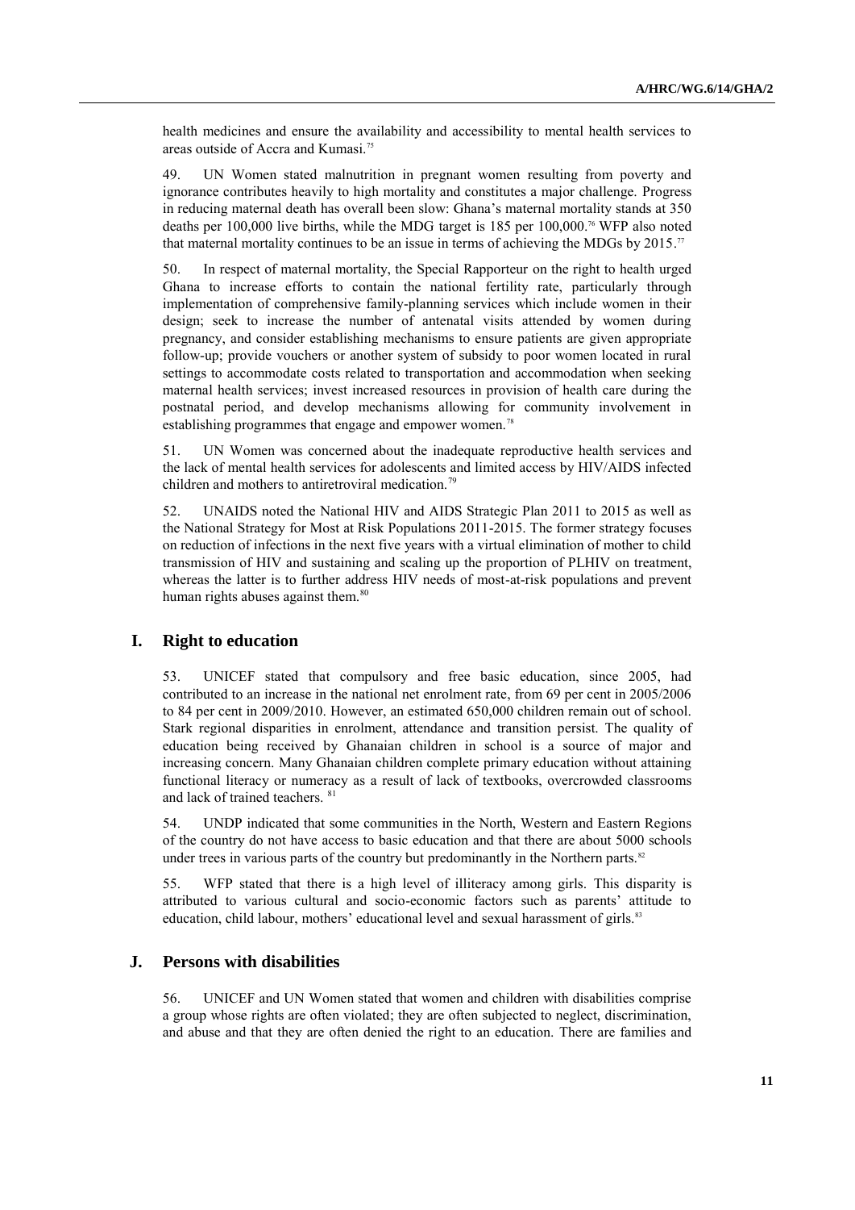health medicines and ensure the availability and accessibility to mental health services to areas outside of Accra and Kumasi.[75]

49. UN Women stated malnutrition in pregnant women resulting from poverty and ignorance contributes heavily to high mortality and constitutes a major challenge. Progress in reducing maternal death has overall been slow: Ghana's maternal mortality stands at 350 deaths per 100,000 live births, while the MDG target is 185 per 100,000.[76] WFP also noted that maternal mortality continues to be an issue in terms of achieving the MDGs by 2015.[77]

50. In respect of maternal mortality, the Special Rapporteur on the right to health urged Ghana to increase efforts to contain the national fertility rate, particularly through implementation of comprehensive family-planning services which include women in their design; seek to increase the number of antenatal visits attended by women during pregnancy, and consider establishing mechanisms to ensure patients are given appropriate follow-up; provide vouchers or another system of subsidy to poor women located in rural settings to accommodate costs related to transportation and accommodation when seeking maternal health services; invest increased resources in provision of health care during the postnatal period, and develop mechanisms allowing for community involvement in establishing programmes that engage and empower women.[78]

51. UN Women was concerned about the inadequate reproductive health services and the lack of mental health services for adolescents and limited access by HIV/AIDS infected children and mothers to antiretroviral medication.[79]

52. UNAIDS noted the National HIV and AIDS Strategic Plan 2011 to 2015 as well as the National Strategy for Most at Risk Populations 2011-2015. The former strategy focuses on reduction of infections in the next five years with a virtual elimination of mother to child transmission of HIV and sustaining and scaling up the proportion of PLHIV on treatment, whereas the latter is to further address HIV needs of most-at-risk populations and prevent human rights abuses against them.[80]

## I. Right to education

53. UNICEF stated that compulsory and free basic education, since 2005, had contributed to an increase in the national net enrolment rate, from 69 per cent in 2005/2006 to 84 per cent in 2009/2010. However, an estimated 650,000 children remain out of school. Stark regional disparities in enrolment, attendance and transition persist. The quality of education being received by Ghanaian children in school is a source of major and increasing concern. Many Ghanaian children complete primary education without attaining functional literacy or numeracy as a result of lack of textbooks, overcrowded classrooms and lack of trained teachers.[81]

54. UNDP indicated that some communities in the North, Western and Eastern Regions of the country do not have access to basic education and that there are about 5000 schools under trees in various parts of the country but predominantly in the Northern parts.[82]

55. WFP stated that there is a high level of illiteracy among girls. This disparity is attributed to various cultural and socio-economic factors such as parents' attitude to education, child labour, mothers' educational level and sexual harassment of girls.[83]

## J. Persons with disabilities

56. UNICEF and UN Women stated that women and children with disabilities comprise a group whose rights are often violated; they are often subjected to neglect, discrimination, and abuse and that they are often denied the right to an education. There are families and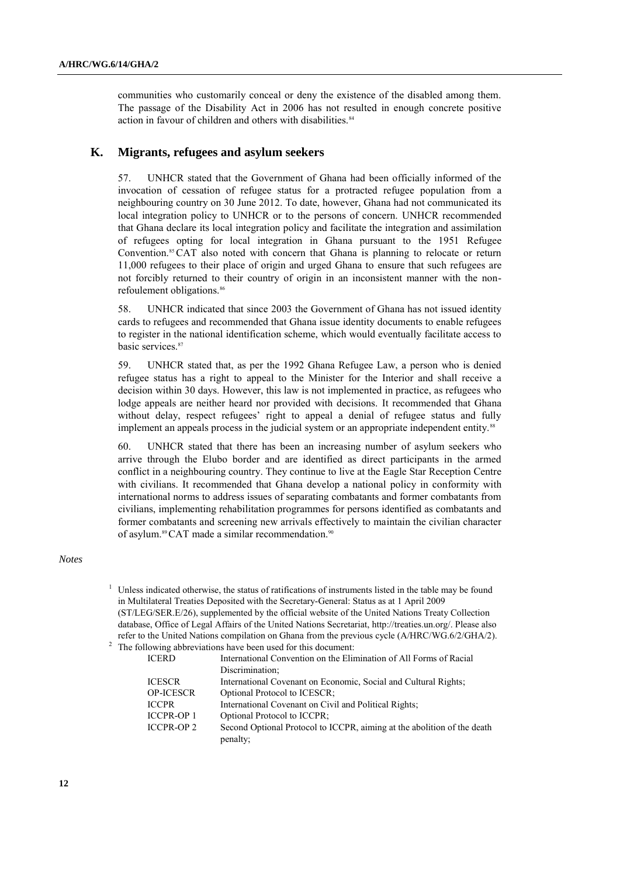communities who customarily conceal or deny the existence of the disabled among them. The passage of the Disability Act in 2006 has not resulted in enough concrete positive action in favour of children and others with disabilities.[84]

## K. Migrants, refugees and asylum seekers

57. UNHCR stated that the Government of Ghana had been officially informed of the invocation of cessation of refugee status for a protracted refugee population from a neighbouring country on 30 June 2012. To date, however, Ghana had not communicated its local integration policy to UNHCR or to the persons of concern. UNHCR recommended that Ghana declare its local integration policy and facilitate the integration and assimilation of refugees opting for local integration in Ghana pursuant to the 1951 Refugee Convention.[85] CAT also noted with concern that Ghana is planning to relocate or return 11,000 refugees to their place of origin and urged Ghana to ensure that such refugees are not forcibly returned to their country of origin in an inconsistent manner with the non-refoulement obligations.[86]

58. UNHCR indicated that since 2003 the Government of Ghana has not issued identity cards to refugees and recommended that Ghana issue identity documents to enable refugees to register in the national identification scheme, which would eventually facilitate access to basic services.[87]

59. UNHCR stated that, as per the 1992 Ghana Refugee Law, a person who is denied refugee status has a right to appeal to the Minister for the Interior and shall receive a decision within 30 days. However, this law is not implemented in practice, as refugees who lodge appeals are neither heard nor provided with decisions. It recommended that Ghana without delay, respect refugees' right to appeal a denial of refugee status and fully implement an appeals process in the judicial system or an appropriate independent entity.[88]

60. UNHCR stated that there has been an increasing number of asylum seekers who arrive through the Elubo border and are identified as direct participants in the armed conflict in a neighbouring country. They continue to live at the Eagle Star Reception Centre with civilians. It recommended that Ghana develop a national policy in conformity with international norms to address issues of separating combatants and former combatants from civilians, implementing rehabilitation programmes for persons identified as combatants and former combatants and screening new arrivals effectively to maintain the civilian character of asylum.[89] CAT made a similar recommendation.[90]

*Notes*

[1] Unless indicated otherwise, the status of ratifications of instruments listed in the table may be found in Multilateral Treaties Deposited with the Secretary-General: Status as at 1 April 2009 (ST/LEG/SER.E/26), supplemented by the official website of the United Nations Treaty Collection database, Office of Legal Affairs of the United Nations Secretariat, http://treaties.un.org/. Please also refer to the United Nations compilation on Ghana from the previous cycle (A/HRC/WG.6/2/GHA/2).

[2] The following abbreviations have been used for this document:

| | |
|---|---|
| ICERD | International Convention on the Elimination of All Forms of Racial Discrimination; |
| ICESCR | International Covenant on Economic, Social and Cultural Rights; |
| OP-ICESCR | Optional Protocol to ICESCR; |
| ICCPR | International Covenant on Civil and Political Rights; |
| ICCPR-OP 1 | Optional Protocol to ICCPR; |
| ICCPR-OP 2 | Second Optional Protocol to ICCPR, aiming at the abolition of the death penalty; |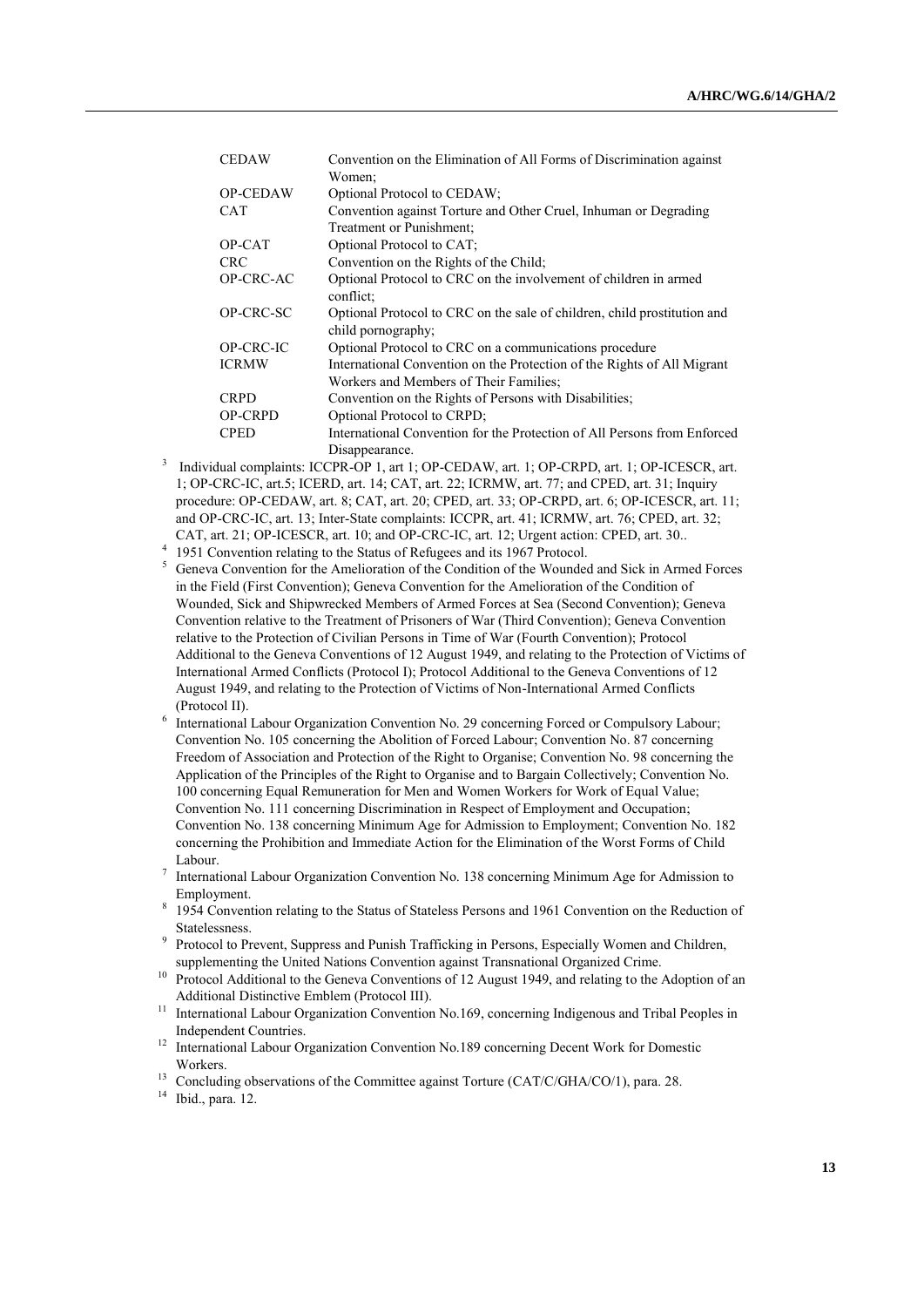| | |
|---|---|
| CEDAW | Convention on the Elimination of All Forms of Discrimination against Women; |
| OP-CEDAW | Optional Protocol to CEDAW; |
| CAT | Convention against Torture and Other Cruel, Inhuman or Degrading Treatment or Punishment; |
| OP-CAT | Optional Protocol to CAT; |
| CRC | Convention on the Rights of the Child; |
| OP-CRC-AC | Optional Protocol to CRC on the involvement of children in armed conflict; |
| OP-CRC-SC | Optional Protocol to CRC on the sale of children, child prostitution and child pornography; |
| OP-CRC-IC | Optional Protocol to CRC on a communications procedure |
| ICRMW | International Convention on the Protection of the Rights of All Migrant Workers and Members of Their Families; |
| CRPD | Convention on the Rights of Persons with Disabilities; |
| OP-CRPD | Optional Protocol to CRPD; |
| CPED | International Convention for the Protection of All Persons from Enforced Disappearance. |

[3] Individual complaints: ICCPR-OP 1, art 1; OP-CEDAW, art. 1; OP-CRPD, art. 1; OP-ICESCR, art. 1; OP-CRC-IC, art.5; ICERD, art. 14; CAT, art. 22; ICRMW, art. 77; and CPED, art. 31; Inquiry procedure: OP-CEDAW, art. 8; CAT, art. 20; CPED, art. 33; OP-CRPD, art. 6; OP-ICESCR, art. 11; and OP-CRC-IC, art. 13; Inter-State complaints: ICCPR, art. 41; ICRMW, art. 76; CPED, art. 32; CAT, art. 21; OP-ICESCR, art. 10; and OP-CRC-IC, art. 12; Urgent action: CPED, art. 30..

[4] 1951 Convention relating to the Status of Refugees and its 1967 Protocol.

[5] Geneva Convention for the Amelioration of the Condition of the Wounded and Sick in Armed Forces in the Field (First Convention); Geneva Convention for the Amelioration of the Condition of Wounded, Sick and Shipwrecked Members of Armed Forces at Sea (Second Convention); Geneva Convention relative to the Treatment of Prisoners of War (Third Convention); Geneva Convention relative to the Protection of Civilian Persons in Time of War (Fourth Convention); Protocol Additional to the Geneva Conventions of 12 August 1949, and relating to the Protection of Victims of International Armed Conflicts (Protocol I); Protocol Additional to the Geneva Conventions of 12 August 1949, and relating to the Protection of Victims of Non-International Armed Conflicts (Protocol II).

[6] International Labour Organization Convention No. 29 concerning Forced or Compulsory Labour; Convention No. 105 concerning the Abolition of Forced Labour; Convention No. 87 concerning Freedom of Association and Protection of the Right to Organise; Convention No. 98 concerning the Application of the Principles of the Right to Organise and to Bargain Collectively; Convention No. 100 concerning Equal Remuneration for Men and Women Workers for Work of Equal Value; Convention No. 111 concerning Discrimination in Respect of Employment and Occupation; Convention No. 138 concerning Minimum Age for Admission to Employment; Convention No. 182 concerning the Prohibition and Immediate Action for the Elimination of the Worst Forms of Child Labour.

[7] International Labour Organization Convention No. 138 concerning Minimum Age for Admission to Employment.

[8] 1954 Convention relating to the Status of Stateless Persons and 1961 Convention on the Reduction of Statelessness.

[9] Protocol to Prevent, Suppress and Punish Trafficking in Persons, Especially Women and Children, supplementing the United Nations Convention against Transnational Organized Crime.

[10] Protocol Additional to the Geneva Conventions of 12 August 1949, and relating to the Adoption of an Additional Distinctive Emblem (Protocol III).

[11] International Labour Organization Convention No.169, concerning Indigenous and Tribal Peoples in Independent Countries.

[12] International Labour Organization Convention No.189 concerning Decent Work for Domestic Workers.

[13] Concluding observations of the Committee against Torture (CAT/C/GHA/CO/1), para. 28.

[14] Ibid., para. 12.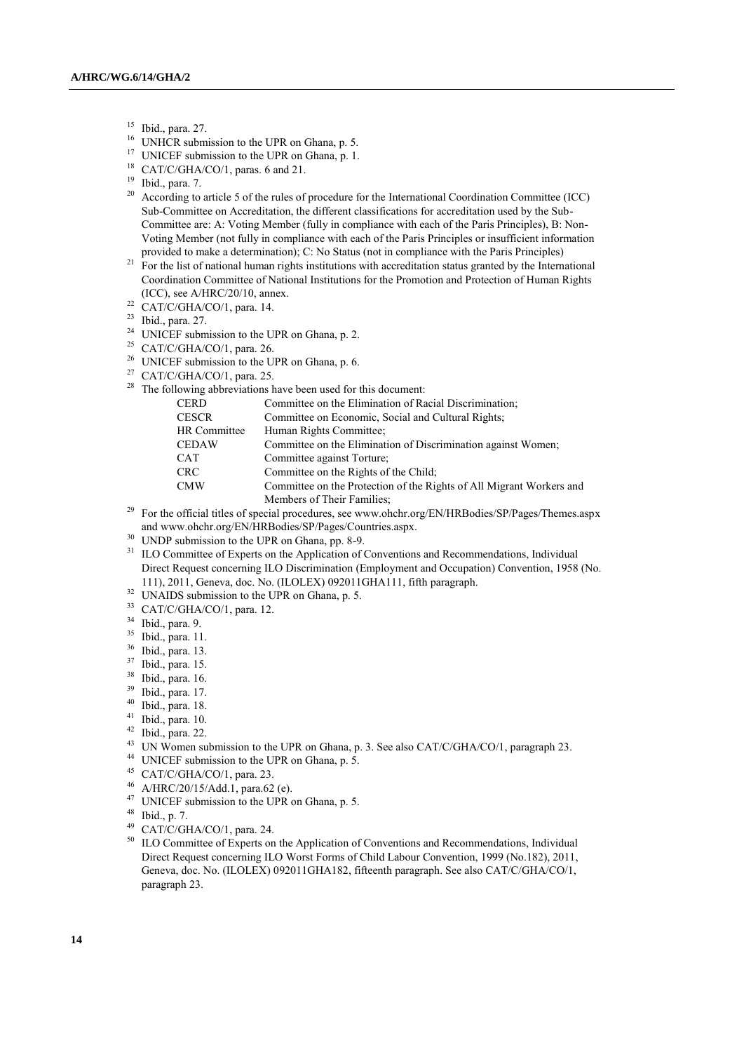[15] Ibid., para. 27.

[16] UNHCR submission to the UPR on Ghana, p. 5.

[17] UNICEF submission to the UPR on Ghana, p. 1.

[18] CAT/C/GHA/CO/1, paras. 6 and 21.

[19] Ibid., para. 7.

[20] According to article 5 of the rules of procedure for the International Coordination Committee (ICC) Sub-Committee on Accreditation, the different classifications for accreditation used by the Sub-Committee are: A: Voting Member (fully in compliance with each of the Paris Principles), B: Non-Voting Member (not fully in compliance with each of the Paris Principles or insufficient information provided to make a determination); C: No Status (not in compliance with the Paris Principles)

[21] For the list of national human rights institutions with accreditation status granted by the International Coordination Committee of National Institutions for the Promotion and Protection of Human Rights (ICC), see A/HRC/20/10, annex.

[22] CAT/C/GHA/CO/1, para. 14.

[23] Ibid., para. 27.

[24] UNICEF submission to the UPR on Ghana, p. 2.

[25] CAT/C/GHA/CO/1, para. 26.

[26] UNICEF submission to the UPR on Ghana, p. 6.

[27] CAT/C/GHA/CO/1, para. 25.

[28] The following abbreviations have been used for this document:

| | |
|---|---|
| CERD | Committee on the Elimination of Racial Discrimination; |
| CESCR | Committee on Economic, Social and Cultural Rights; |
| HR Committee | Human Rights Committee; |
| CEDAW | Committee on the Elimination of Discrimination against Women; |
| CAT | Committee against Torture; |
| CRC | Committee on the Rights of the Child; |
| CMW | Committee on the Protection of the Rights of All Migrant Workers and Members of Their Families; |

[29] For the official titles of special procedures, see www.ohchr.org/EN/HRBodies/SP/Pages/Themes.aspx and www.ohchr.org/EN/HRBodies/SP/Pages/Countries.aspx.

[30] UNDP submission to the UPR on Ghana, pp. 8-9.

[31] ILO Committee of Experts on the Application of Conventions and Recommendations, Individual Direct Request concerning ILO Discrimination (Employment and Occupation) Convention, 1958 (No. 111), 2011, Geneva, doc. No. (ILOLEX) 092011GHA111, fifth paragraph.

[32] UNAIDS submission to the UPR on Ghana, p. 5.

[33] CAT/C/GHA/CO/1, para. 12.

[34] Ibid., para. 9.

[35] Ibid., para. 11.

[36] Ibid., para. 13.

[37] Ibid., para. 15.

[38] Ibid., para. 16.

[39] Ibid., para. 17.

[40] Ibid., para. 18.

[41] Ibid., para. 10.

[42] Ibid., para. 22.

[43] UN Women submission to the UPR on Ghana, p. 3. See also CAT/C/GHA/CO/1, paragraph 23.

[44] UNICEF submission to the UPR on Ghana, p. 5.

[45] CAT/C/GHA/CO/1, para. 23.

[46] A/HRC/20/15/Add.1, para.62 (e).

[47] UNICEF submission to the UPR on Ghana, p. 5.

[48] Ibid., p. 7.

[49] CAT/C/GHA/CO/1, para. 24.

[50] ILO Committee of Experts on the Application of Conventions and Recommendations, Individual Direct Request concerning ILO Worst Forms of Child Labour Convention, 1999 (No.182), 2011, Geneva, doc. No. (ILOLEX) 092011GHA182, fifteenth paragraph. See also CAT/C/GHA/CO/1, paragraph 23.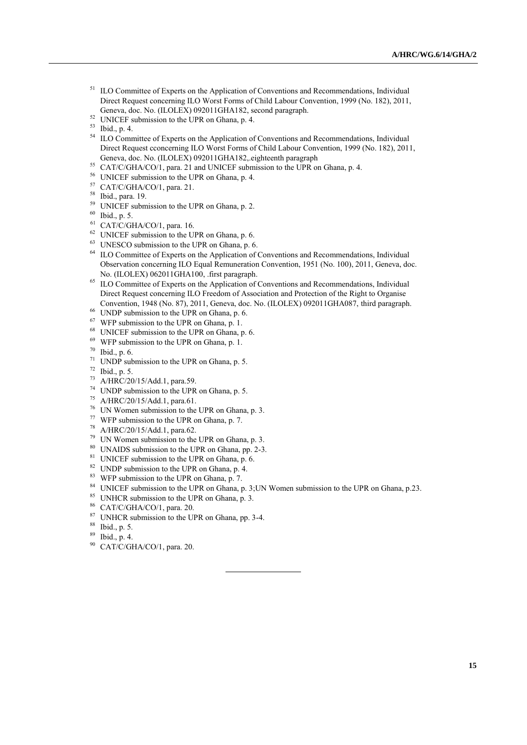[51] ILO Committee of Experts on the Application of Conventions and Recommendations, Individual Direct Request concerning ILO Worst Forms of Child Labour Convention, 1999 (No. 182), 2011, Geneva, doc. No. (ILOLEX) 092011GHA182, second paragraph.

[52] UNICEF submission to the UPR on Ghana, p. 4.

[53] Ibid., p. 4.

[54] ILO Committee of Experts on the Application of Conventions and Recommendations, Individual Direct Request cconcerning ILO Worst Forms of Child Labour Convention, 1999 (No. 182), 2011, Geneva, doc. No. (ILOLEX) 092011GHA182,.eighteenth paragraph

[55] CAT/C/GHA/CO/1, para. 21 and UNICEF submission to the UPR on Ghana, p. 4.

[56] UNICEF submission to the UPR on Ghana, p. 4.

[57] CAT/C/GHA/CO/1, para. 21.

[58] Ibid., para. 19.

[59] UNICEF submission to the UPR on Ghana, p. 2.

[60] Ibid., p. 5.

[61] CAT/C/GHA/CO/1, para. 16.

[62] UNICEF submission to the UPR on Ghana, p. 6.

[63] UNESCO submission to the UPR on Ghana, p. 6.

[64] ILO Committee of Experts on the Application of Conventions and Recommendations, Individual Observation concerning ILO Equal Remuneration Convention, 1951 (No. 100), 2011, Geneva, doc. No. (ILOLEX) 062011GHA100, .first paragraph.

[65] ILO Committee of Experts on the Application of Conventions and Recommendations, Individual Direct Request concerning ILO Freedom of Association and Protection of the Right to Organise Convention, 1948 (No. 87), 2011, Geneva, doc. No. (ILOLEX) 092011GHA087, third paragraph.

[66] UNDP submission to the UPR on Ghana, p. 6.

[67] WFP submission to the UPR on Ghana, p. 1.

[68] UNICEF submission to the UPR on Ghana, p. 6.

[69] WFP submission to the UPR on Ghana, p. 1.

[70] Ibid., p. 6.

[71] UNDP submission to the UPR on Ghana, p. 5.

[72] Ibid., p. 5.

[73] A/HRC/20/15/Add.1, para.59.

[74] UNDP submission to the UPR on Ghana, p. 5.

[75] A/HRC/20/15/Add.1, para.61.

[76] UN Women submission to the UPR on Ghana, p. 3.

[77] WFP submission to the UPR on Ghana, p. 7.

[78] A/HRC/20/15/Add.1, para.62.

[79] UN Women submission to the UPR on Ghana, p. 3.

[80] UNAIDS submission to the UPR on Ghana, pp. 2-3.

[81] UNICEF submission to the UPR on Ghana, p. 6.

[82] UNDP submission to the UPR on Ghana, p. 4.

[83] WFP submission to the UPR on Ghana, p. 7.

[84] UNICEF submission to the UPR on Ghana, p. 3;UN Women submission to the UPR on Ghana, p.23.

[85] UNHCR submission to the UPR on Ghana, p. 3.

[86] CAT/C/GHA/CO/1, para. 20.

[87] UNHCR submission to the UPR on Ghana, pp. 3-4.

[88] Ibid., p. 5.

[89] Ibid., p. 4.

[90] CAT/C/GHA/CO/1, para. 20.